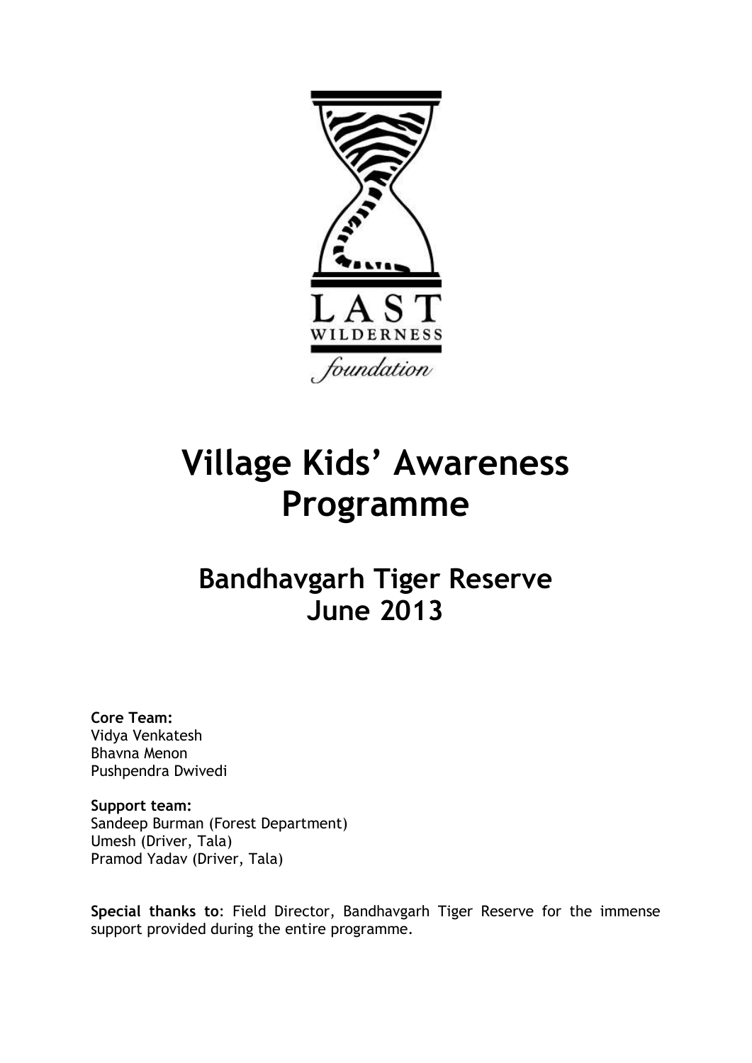LAST WILDERNESS foundation

# Village Kids' Awareness Programme

## Bandhavgarh Tiger Reserve
## June 2013

**Core Team:**
Vidya Venkatesh
Bhavna Menon
Pushpendra Dwivedi

**Support team:**
Sandeep Burman (Forest Department)
Umesh (Driver, Tala)
Pramod Yadav (Driver, Tala)

**Special thanks to**: Field Director, Bandhavgarh Tiger Reserve for the immense support provided during the entire programme.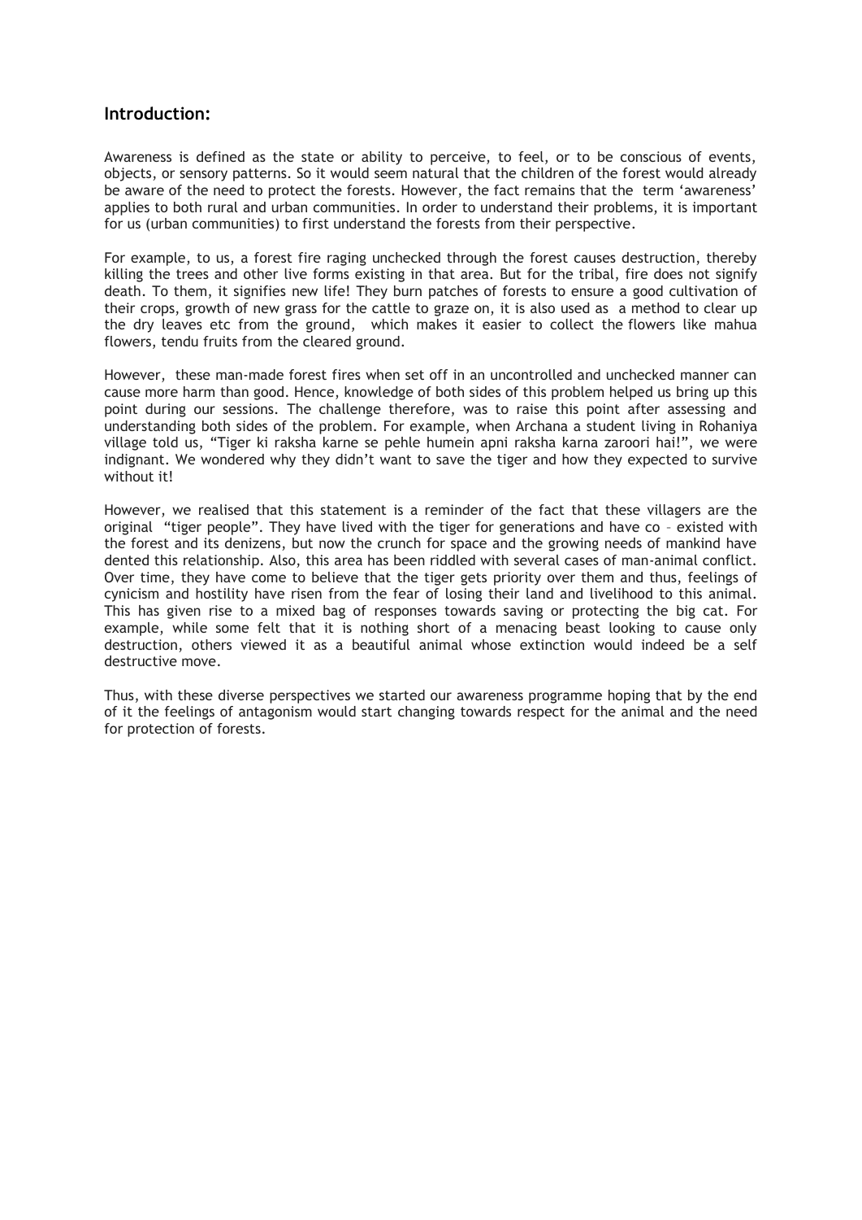## Introduction:

Awareness is defined as the state or ability to perceive, to feel, or to be conscious of events, objects, or sensory patterns. So it would seem natural that the children of the forest would already be aware of the need to protect the forests. However, the fact remains that the term 'awareness' applies to both rural and urban communities. In order to understand their problems, it is important for us (urban communities) to first understand the forests from their perspective.

For example, to us, a forest fire raging unchecked through the forest causes destruction, thereby killing the trees and other live forms existing in that area. But for the tribal, fire does not signify death. To them, it signifies new life! They burn patches of forests to ensure a good cultivation of their crops, growth of new grass for the cattle to graze on, it is also used as a method to clear up the dry leaves etc from the ground, which makes it easier to collect the flowers like mahua flowers, tendu fruits from the cleared ground.

However, these man-made forest fires when set off in an uncontrolled and unchecked manner can cause more harm than good. Hence, knowledge of both sides of this problem helped us bring up this point during our sessions. The challenge therefore, was to raise this point after assessing and understanding both sides of the problem. For example, when Archana a student living in Rohaniya village told us, "Tiger ki raksha karne se pehle humein apni raksha karna zaroori hai!", we were indignant. We wondered why they didn't want to save the tiger and how they expected to survive without it!

However, we realised that this statement is a reminder of the fact that these villagers are the original "tiger people". They have lived with the tiger for generations and have co – existed with the forest and its denizens, but now the crunch for space and the growing needs of mankind have dented this relationship. Also, this area has been riddled with several cases of man-animal conflict. Over time, they have come to believe that the tiger gets priority over them and thus, feelings of cynicism and hostility have risen from the fear of losing their land and livelihood to this animal. This has given rise to a mixed bag of responses towards saving or protecting the big cat. For example, while some felt that it is nothing short of a menacing beast looking to cause only destruction, others viewed it as a beautiful animal whose extinction would indeed be a self destructive move.

Thus, with these diverse perspectives we started our awareness programme hoping that by the end of it the feelings of antagonism would start changing towards respect for the animal and the need for protection of forests.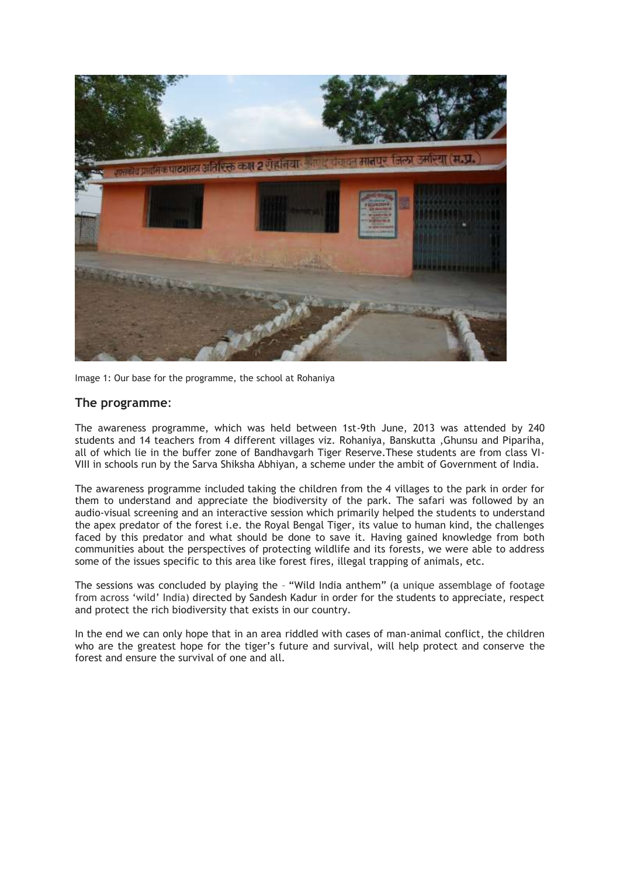Image 1: Our base for the programme, the school at Rohaniya

## The programme:

The awareness programme, which was held between 1st-9th June, 2013 was attended by 240 students and 14 teachers from 4 different villages viz. Rohaniya, Banskutta ,Ghunsu and Pipariha, all of which lie in the buffer zone of Bandhavgarh Tiger Reserve.These students are from class VI-VIII in schools run by the Sarva Shiksha Abhiyan, a scheme under the ambit of Government of India.

The awareness programme included taking the children from the 4 villages to the park in order for them to understand and appreciate the biodiversity of the park. The safari was followed by an audio-visual screening and an interactive session which primarily helped the students to understand the apex predator of the forest i.e. the Royal Bengal Tiger, its value to human kind, the challenges faced by this predator and what should be done to save it. Having gained knowledge from both communities about the perspectives of protecting wildlife and its forests, we were able to address some of the issues specific to this area like forest fires, illegal trapping of animals, etc.

The sessions was concluded by playing the – "Wild India anthem" (a unique assemblage of footage from across 'wild' India) directed by Sandesh Kadur in order for the students to appreciate, respect and protect the rich biodiversity that exists in our country.

In the end we can only hope that in an area riddled with cases of man-animal conflict, the children who are the greatest hope for the tiger's future and survival, will help protect and conserve the forest and ensure the survival of one and all.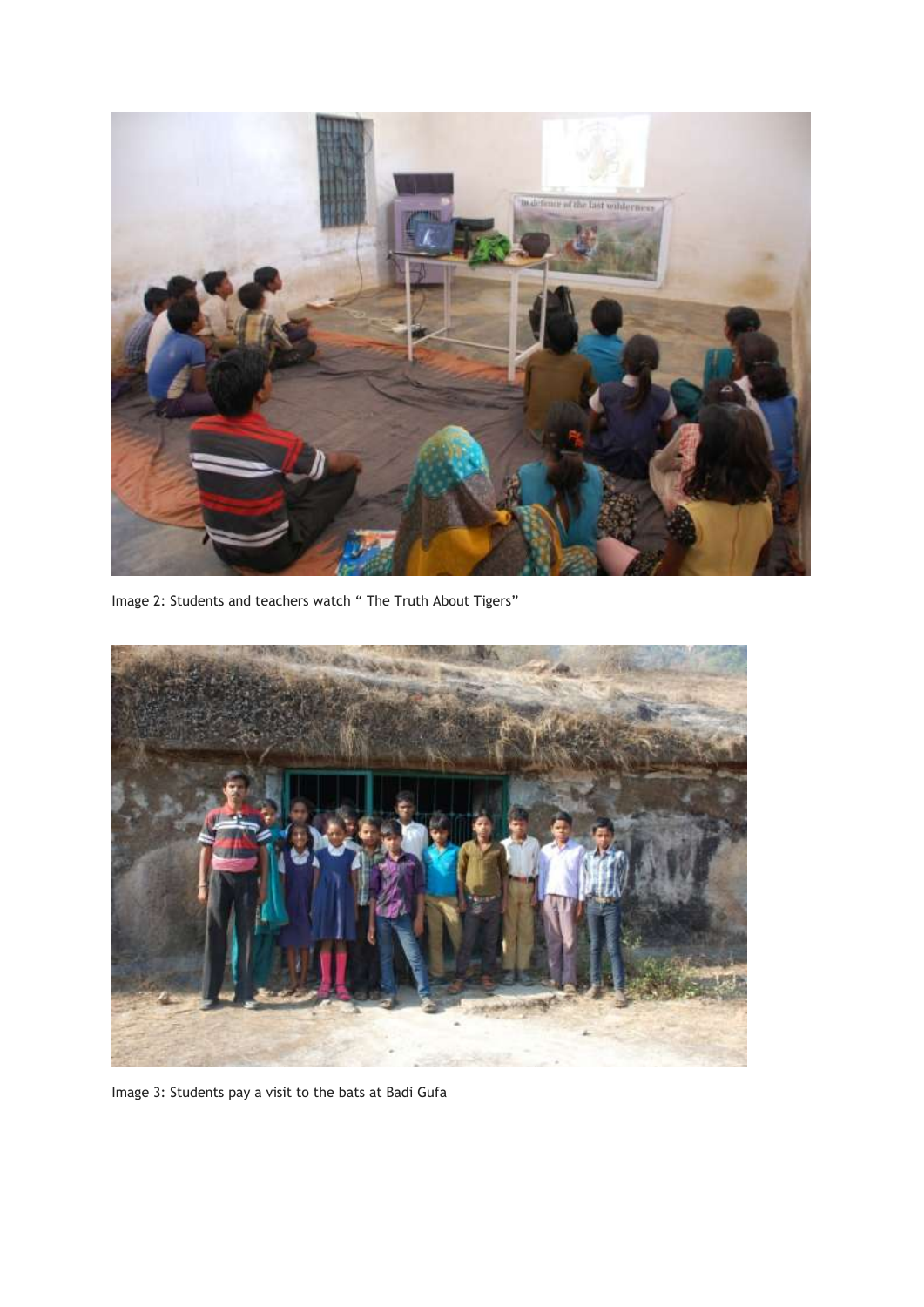Image 2: Students and teachers watch " The Truth About Tigers"

Image 3: Students pay a visit to the bats at Badi Gufa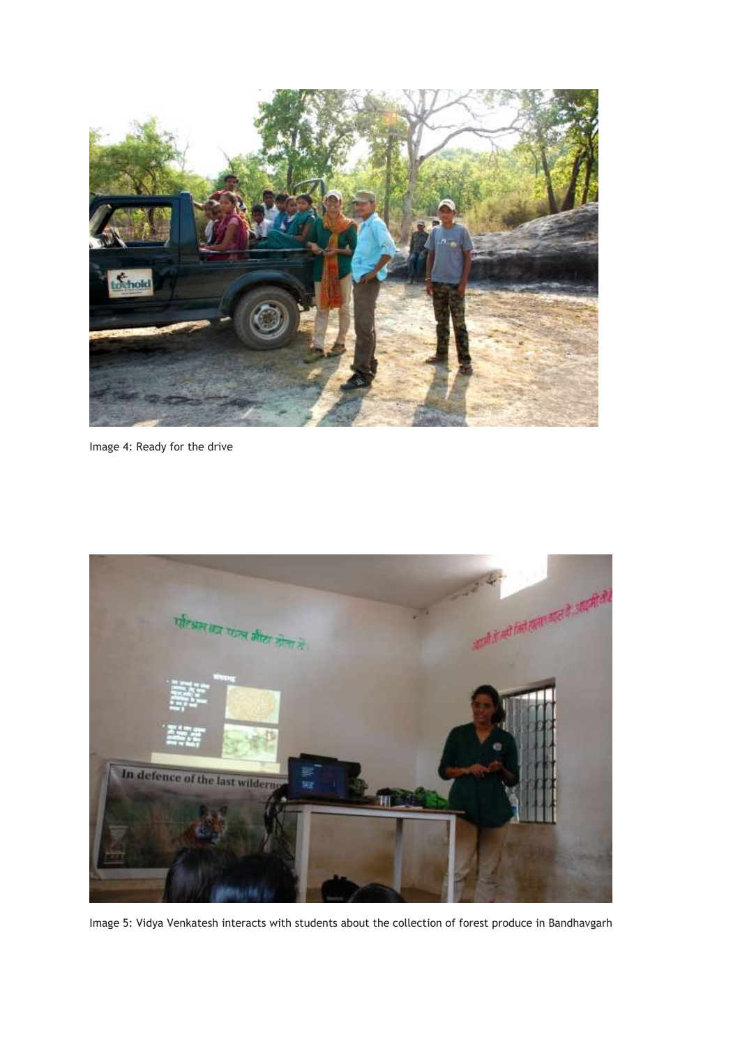Image 4: Ready for the drive

Image 5: Vidya Venkatesh interacts with students about the collection of forest produce in Bandhavgarh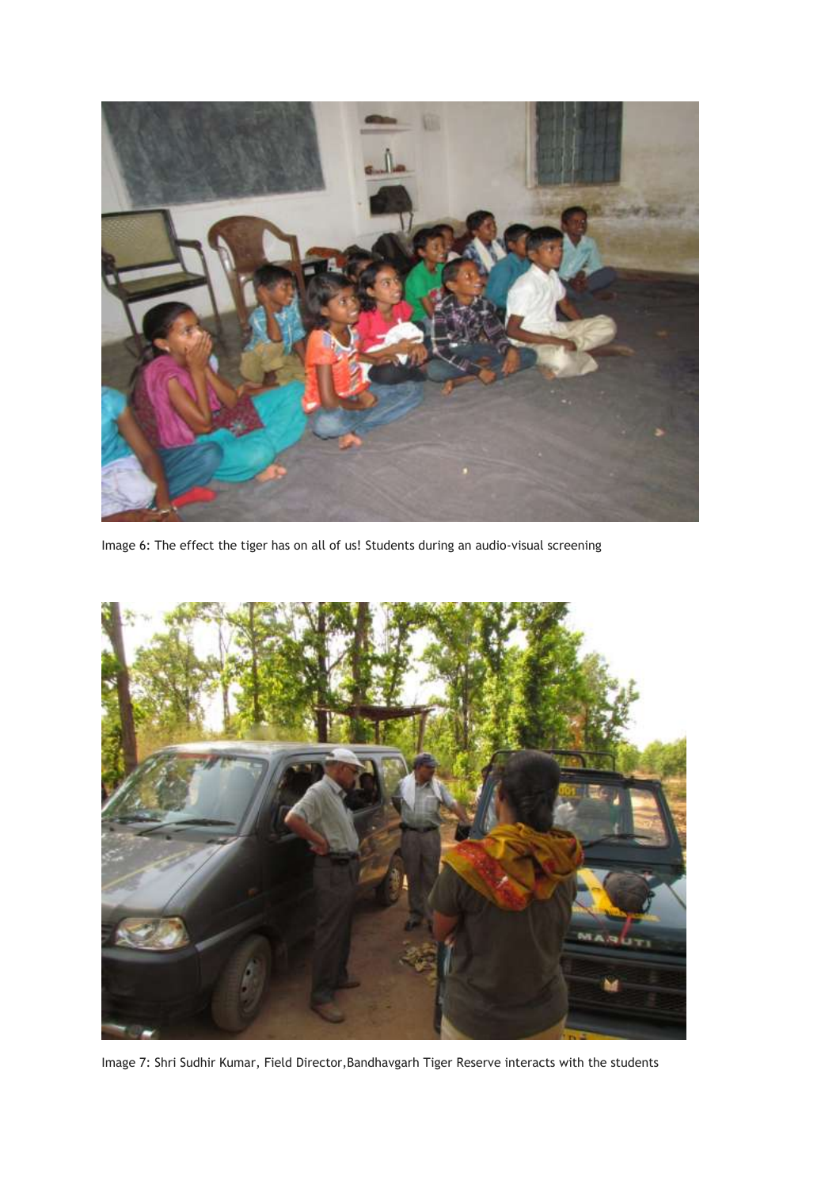Image 6: The effect the tiger has on all of us! Students during an audio-visual screening

Image 7: Shri Sudhir Kumar, Field Director,Bandhavgarh Tiger Reserve interacts with the students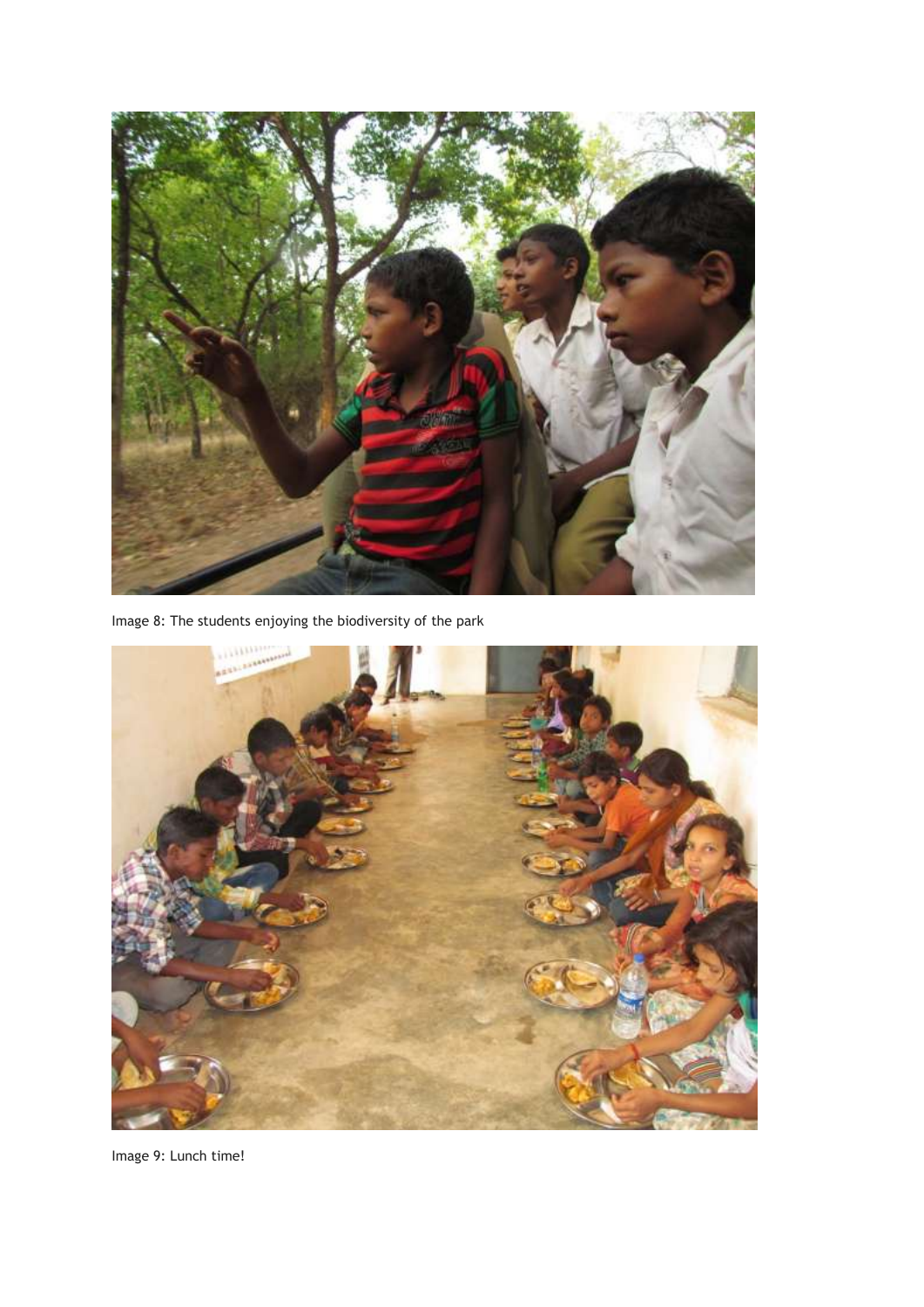Image 8: The students enjoying the biodiversity of the park

Image 9: Lunch time!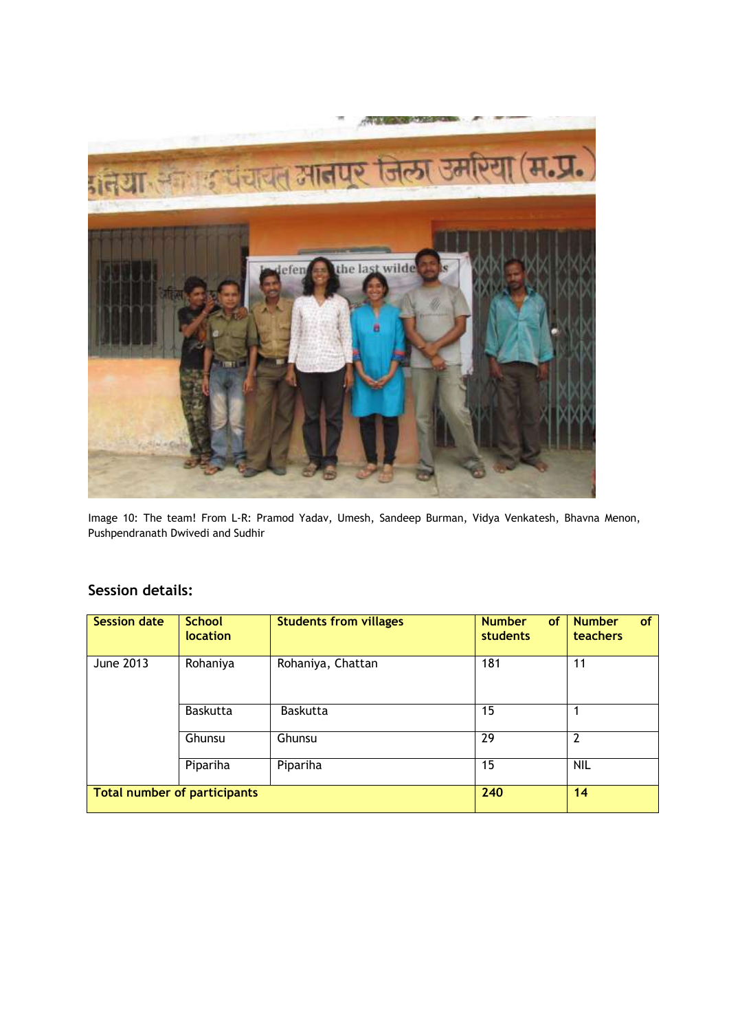Image 10: The team! From L-R: Pramod Yadav, Umesh, Sandeep Burman, Vidya Venkatesh, Bhavna Menon, Pushpendranath Dwivedi and Sudhir

## Session details:

| Session date | School location | Students from villages | Number of students | Number of teachers |
|---|---|---|---|---|
| June 2013 | Rohaniya | Rohaniya, Chattan | 181 | 11 |
| | Baskutta | Baskutta | 15 | 1 |
| | Ghunsu | Ghunsu | 29 | 2 |
| | Pipariha | Pipariha | 15 | NIL |
| **Total number of participants** | | | **240** | **14** |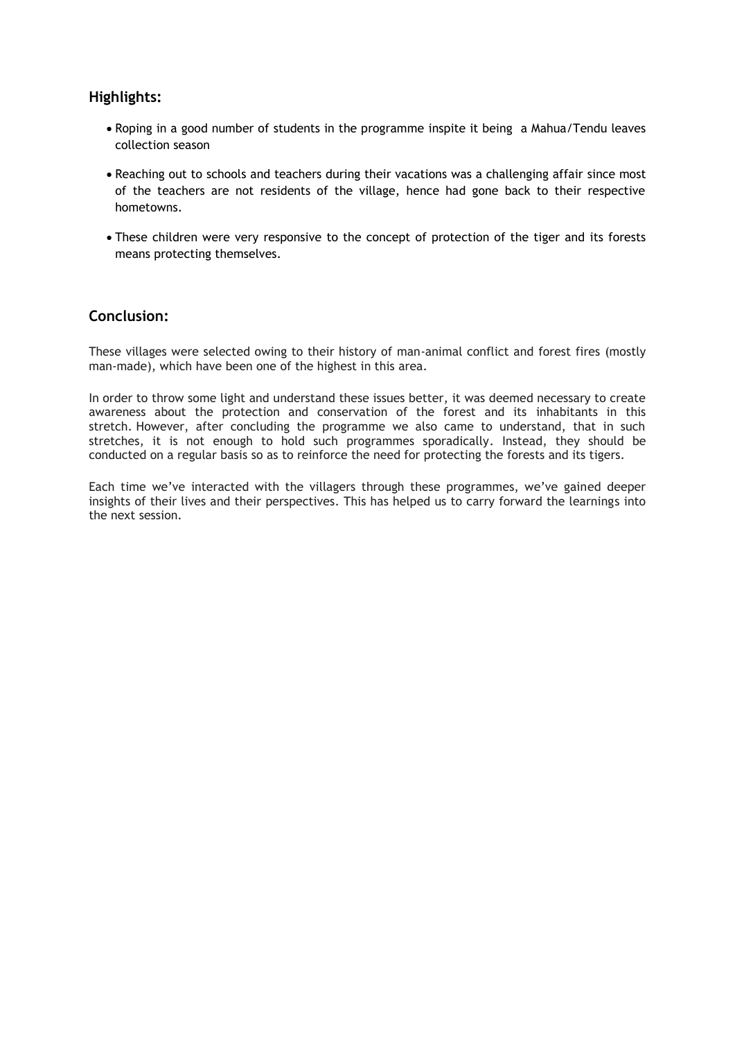## Highlights:

- Roping in a good number of students in the programme inspite it being a Mahua/Tendu leaves collection season
- Reaching out to schools and teachers during their vacations was a challenging affair since most of the teachers are not residents of the village, hence had gone back to their respective hometowns.
- These children were very responsive to the concept of protection of the tiger and its forests means protecting themselves.

## Conclusion:

These villages were selected owing to their history of man-animal conflict and forest fires (mostly man-made), which have been one of the highest in this area.

In order to throw some light and understand these issues better, it was deemed necessary to create awareness about the protection and conservation of the forest and its inhabitants in this stretch. However, after concluding the programme we also came to understand, that in such stretches, it is not enough to hold such programmes sporadically. Instead, they should be conducted on a regular basis so as to reinforce the need for protecting the forests and its tigers.

Each time we've interacted with the villagers through these programmes, we've gained deeper insights of their lives and their perspectives. This has helped us to carry forward the learnings into the next session.